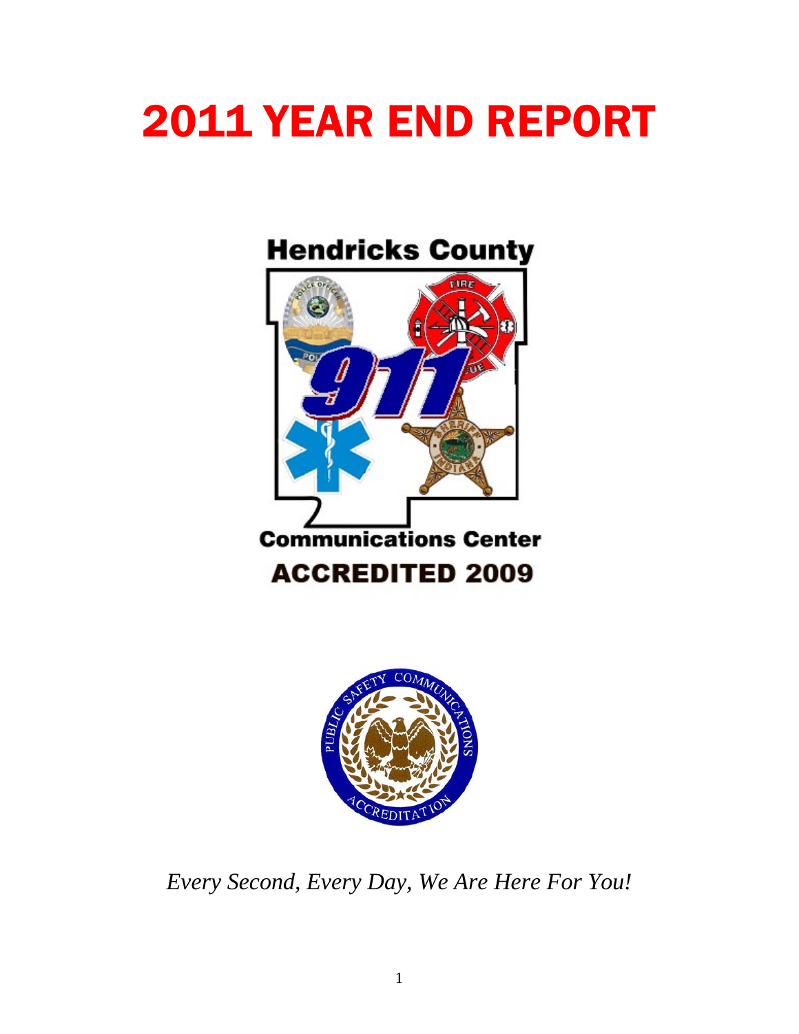# 2011 YEAR END REPORT

Hendricks County

Communications Center

ACCREDITED 2009

*Every Second, Every Day, We Are Here For You!*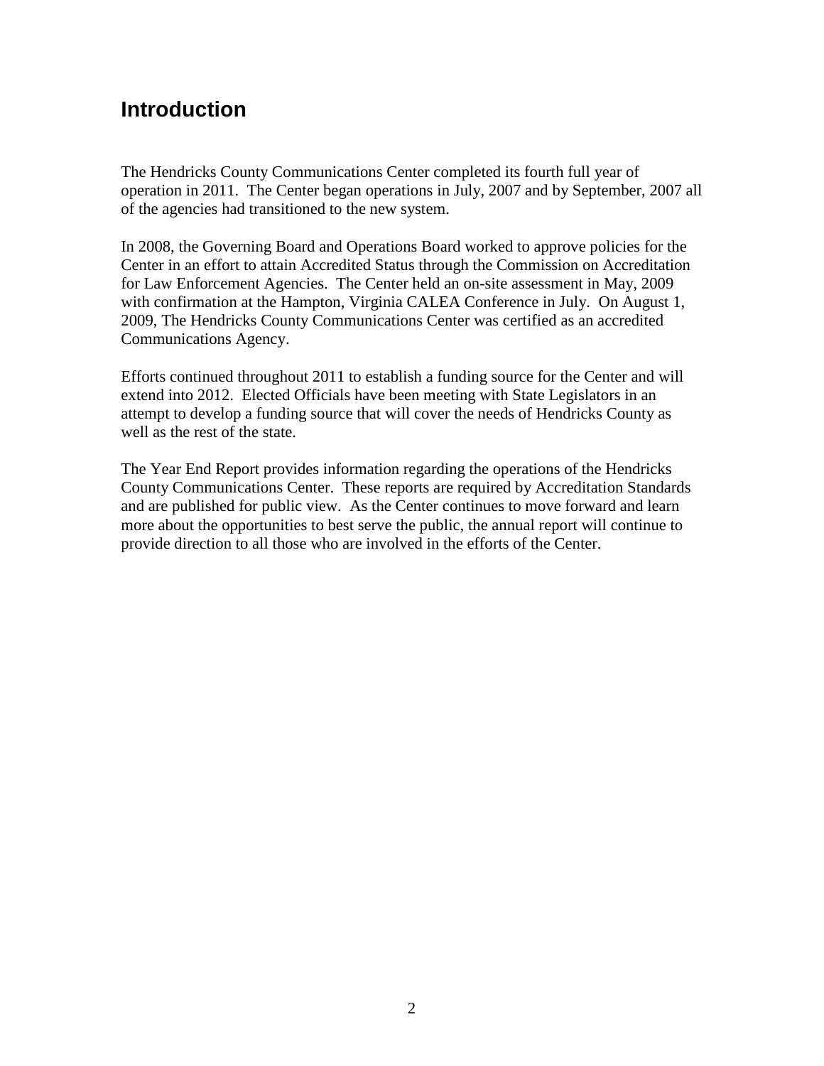## Introduction

The Hendricks County Communications Center completed its fourth full year of operation in 2011. The Center began operations in July, 2007 and by September, 2007 all of the agencies had transitioned to the new system.

In 2008, the Governing Board and Operations Board worked to approve policies for the Center in an effort to attain Accredited Status through the Commission on Accreditation for Law Enforcement Agencies. The Center held an on-site assessment in May, 2009 with confirmation at the Hampton, Virginia CALEA Conference in July. On August 1, 2009, The Hendricks County Communications Center was certified as an accredited Communications Agency.

Efforts continued throughout 2011 to establish a funding source for the Center and will extend into 2012. Elected Officials have been meeting with State Legislators in an attempt to develop a funding source that will cover the needs of Hendricks County as well as the rest of the state.

The Year End Report provides information regarding the operations of the Hendricks County Communications Center. These reports are required by Accreditation Standards and are published for public view. As the Center continues to move forward and learn more about the opportunities to best serve the public, the annual report will continue to provide direction to all those who are involved in the efforts of the Center.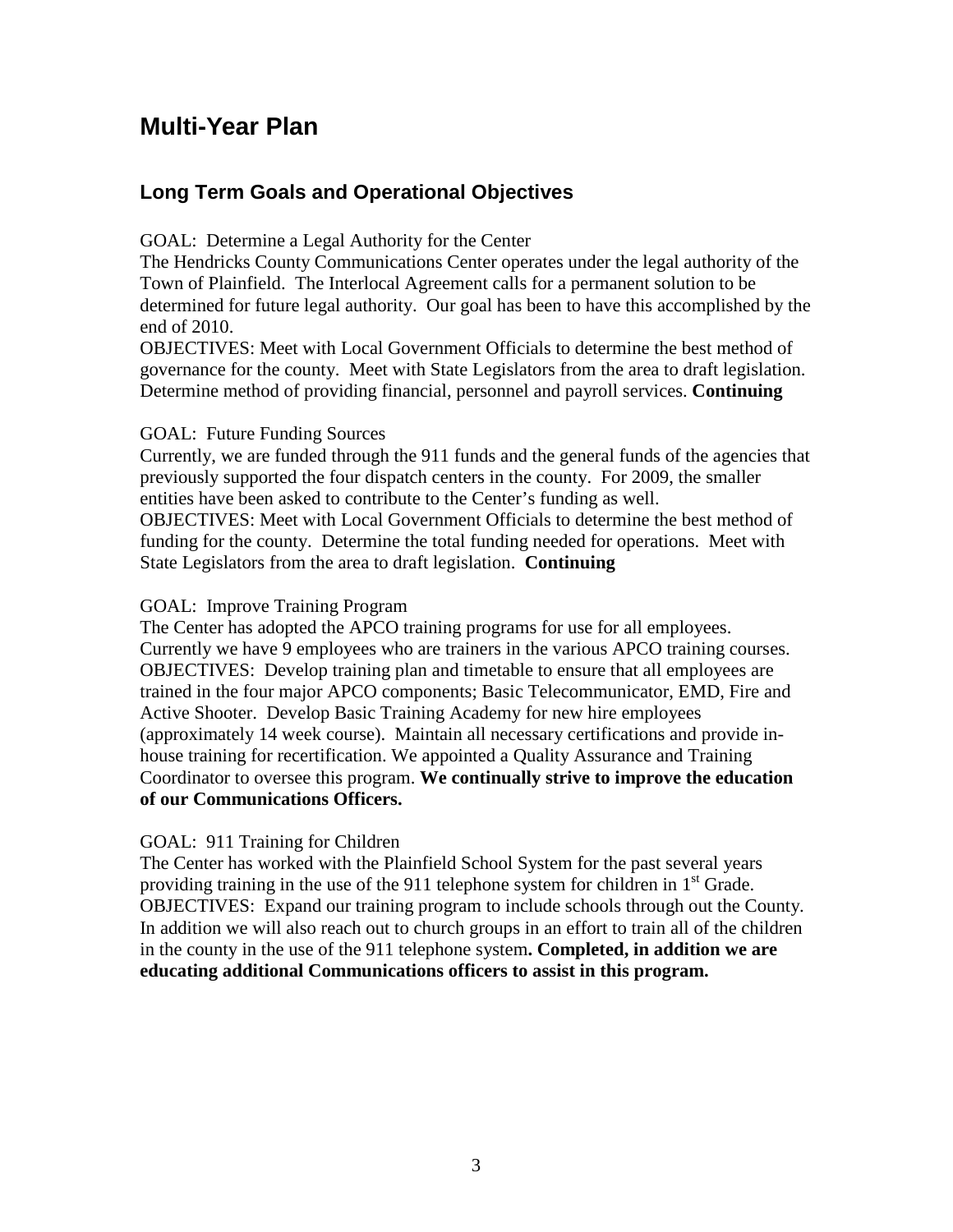# Multi-Year Plan

## Long Term Goals and Operational Objectives

GOAL: Determine a Legal Authority for the Center

The Hendricks County Communications Center operates under the legal authority of the Town of Plainfield. The Interlocal Agreement calls for a permanent solution to be determined for future legal authority. Our goal has been to have this accomplished by the end of 2010.

OBJECTIVES: Meet with Local Government Officials to determine the best method of governance for the county. Meet with State Legislators from the area to draft legislation. Determine method of providing financial, personnel and payroll services. **Continuing**

GOAL: Future Funding Sources

Currently, we are funded through the 911 funds and the general funds of the agencies that previously supported the four dispatch centers in the county. For 2009, the smaller entities have been asked to contribute to the Center's funding as well.

OBJECTIVES: Meet with Local Government Officials to determine the best method of funding for the county. Determine the total funding needed for operations. Meet with State Legislators from the area to draft legislation. **Continuing**

GOAL: Improve Training Program

The Center has adopted the APCO training programs for use for all employees. Currently we have 9 employees who are trainers in the various APCO training courses.

OBJECTIVES: Develop training plan and timetable to ensure that all employees are trained in the four major APCO components; Basic Telecommunicator, EMD, Fire and Active Shooter. Develop Basic Training Academy for new hire employees (approximately 14 week course). Maintain all necessary certifications and provide in-house training for recertification. We appointed a Quality Assurance and Training Coordinator to oversee this program. **We continually strive to improve the education of our Communications Officers.**

GOAL: 911 Training for Children

The Center has worked with the Plainfield School System for the past several years providing training in the use of the 911 telephone system for children in 1st Grade.

OBJECTIVES: Expand our training program to include schools through out the County. In addition we will also reach out to church groups in an effort to train all of the children in the county in the use of the 911 telephone system**. Completed, in addition we are educating additional Communications officers to assist in this program.**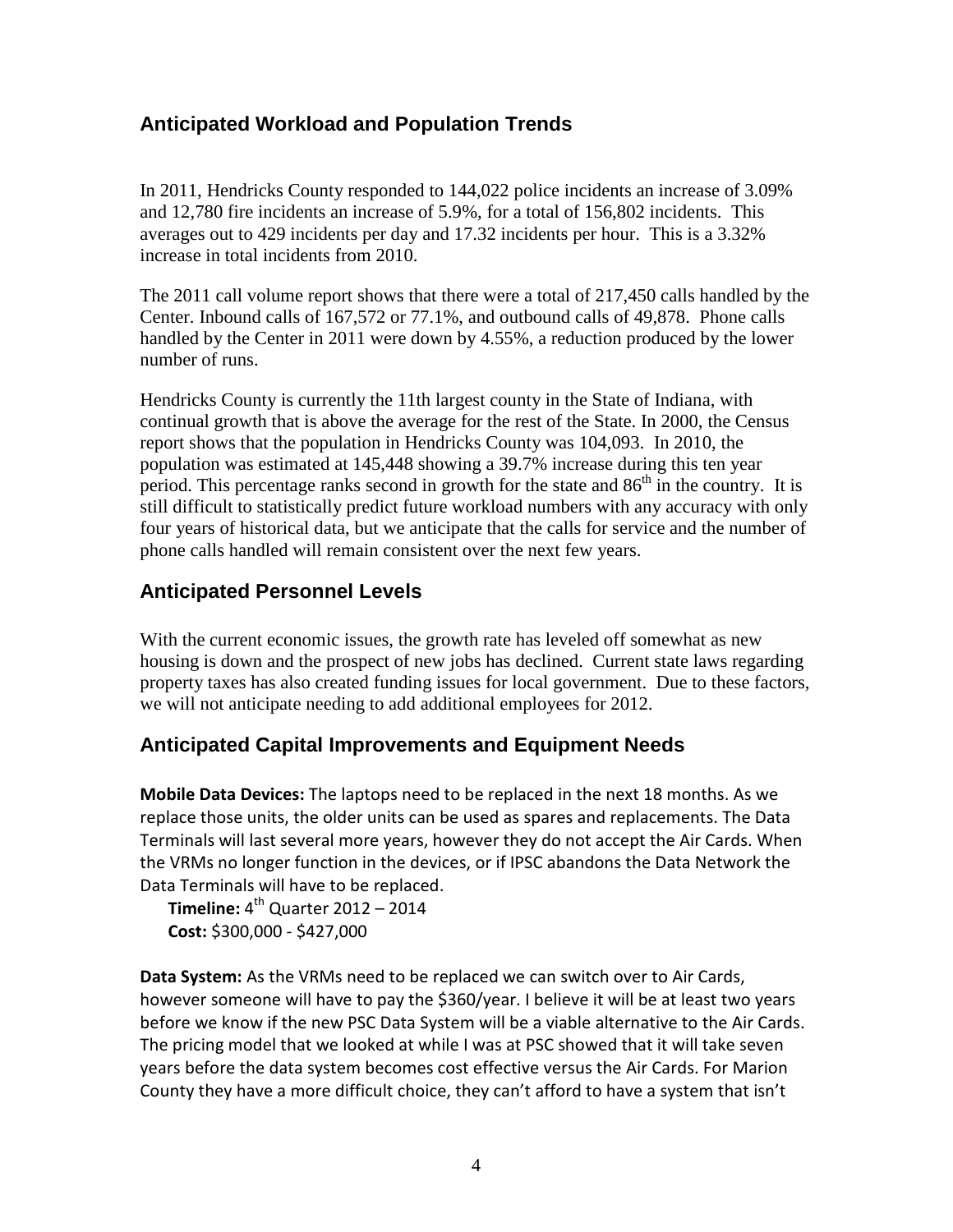## Anticipated Workload and Population Trends

In 2011, Hendricks County responded to 144,022 police incidents an increase of 3.09% and 12,780 fire incidents an increase of 5.9%, for a total of 156,802 incidents. This averages out to 429 incidents per day and 17.32 incidents per hour. This is a 3.32% increase in total incidents from 2010.

The 2011 call volume report shows that there were a total of 217,450 calls handled by the Center. Inbound calls of 167,572 or 77.1%, and outbound calls of 49,878. Phone calls handled by the Center in 2011 were down by 4.55%, a reduction produced by the lower number of runs.

Hendricks County is currently the 11th largest county in the State of Indiana, with continual growth that is above the average for the rest of the State. In 2000, the Census report shows that the population in Hendricks County was 104,093. In 2010, the population was estimated at 145,448 showing a 39.7% increase during this ten year period. This percentage ranks second in growth for the state and 86th in the country. It is still difficult to statistically predict future workload numbers with any accuracy with only four years of historical data, but we anticipate that the calls for service and the number of phone calls handled will remain consistent over the next few years.

## Anticipated Personnel Levels

With the current economic issues, the growth rate has leveled off somewhat as new housing is down and the prospect of new jobs has declined. Current state laws regarding property taxes has also created funding issues for local government. Due to these factors, we will not anticipate needing to add additional employees for 2012.

## Anticipated Capital Improvements and Equipment Needs

**Mobile Data Devices:** The laptops need to be replaced in the next 18 months. As we replace those units, the older units can be used as spares and replacements. The Data Terminals will last several more years, however they do not accept the Air Cards. When the VRMs no longer function in the devices, or if IPSC abandons the Data Network the Data Terminals will have to be replaced.

**Timeline:** 4th Quarter 2012 – 2014
**Cost:** $300,000 - $427,000

**Data System:** As the VRMs need to be replaced we can switch over to Air Cards, however someone will have to pay the $360/year. I believe it will be at least two years before we know if the new PSC Data System will be a viable alternative to the Air Cards. The pricing model that we looked at while I was at PSC showed that it will take seven years before the data system becomes cost effective versus the Air Cards. For Marion County they have a more difficult choice, they can't afford to have a system that isn't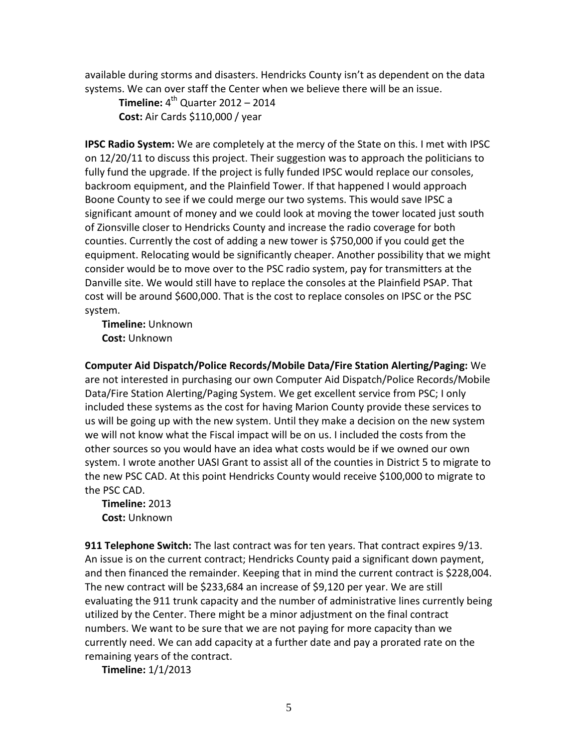available during storms and disasters. Hendricks County isn't as dependent on the data systems. We can over staff the Center when we believe there will be an issue.

**Timeline:** 4th Quarter 2012 – 2014
**Cost:** Air Cards $110,000 / year

**IPSC Radio System:** We are completely at the mercy of the State on this. I met with IPSC on 12/20/11 to discuss this project. Their suggestion was to approach the politicians to fully fund the upgrade. If the project is fully funded IPSC would replace our consoles, backroom equipment, and the Plainfield Tower. If that happened I would approach Boone County to see if we could merge our two systems. This would save IPSC a significant amount of money and we could look at moving the tower located just south of Zionsville closer to Hendricks County and increase the radio coverage for both counties. Currently the cost of adding a new tower is $750,000 if you could get the equipment. Relocating would be significantly cheaper. Another possibility that we might consider would be to move over to the PSC radio system, pay for transmitters at the Danville site. We would still have to replace the consoles at the Plainfield PSAP. That cost will be around $600,000. That is the cost to replace consoles on IPSC or the PSC system.

**Timeline:** Unknown
**Cost:** Unknown

**Computer Aid Dispatch/Police Records/Mobile Data/Fire Station Alerting/Paging:** We are not interested in purchasing our own Computer Aid Dispatch/Police Records/Mobile Data/Fire Station Alerting/Paging System. We get excellent service from PSC; I only included these systems as the cost for having Marion County provide these services to us will be going up with the new system. Until they make a decision on the new system we will not know what the Fiscal impact will be on us. I included the costs from the other sources so you would have an idea what costs would be if we owned our own system. I wrote another UASI Grant to assist all of the counties in District 5 to migrate to the new PSC CAD. At this point Hendricks County would receive $100,000 to migrate to the PSC CAD.

**Timeline:** 2013
**Cost:** Unknown

**911 Telephone Switch:** The last contract was for ten years. That contract expires 9/13. An issue is on the current contract; Hendricks County paid a significant down payment, and then financed the remainder. Keeping that in mind the current contract is $228,004. The new contract will be $233,684 an increase of $9,120 per year. We are still evaluating the 911 trunk capacity and the number of administrative lines currently being utilized by the Center. There might be a minor adjustment on the final contract numbers. We want to be sure that we are not paying for more capacity than we currently need. We can add capacity at a further date and pay a prorated rate on the remaining years of the contract.

**Timeline:** 1/1/2013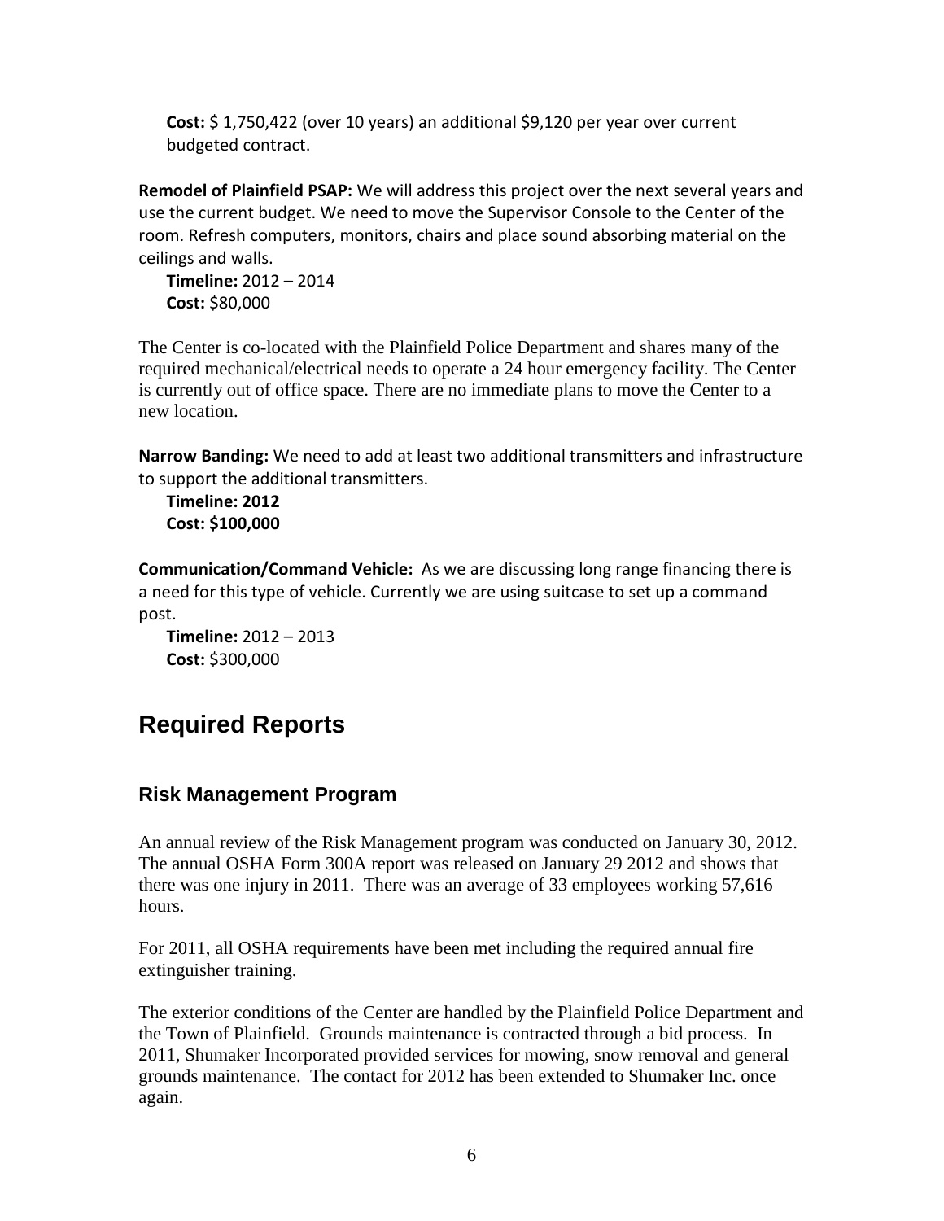**Cost:** $ 1,750,422 (over 10 years) an additional $9,120 per year over current budgeted contract.

**Remodel of Plainfield PSAP:** We will address this project over the next several years and use the current budget. We need to move the Supervisor Console to the Center of the room. Refresh computers, monitors, chairs and place sound absorbing material on the ceilings and walls.

**Timeline:** 2012 – 2014
**Cost:** $80,000

The Center is co-located with the Plainfield Police Department and shares many of the required mechanical/electrical needs to operate a 24 hour emergency facility. The Center is currently out of office space. There are no immediate plans to move the Center to a new location.

**Narrow Banding:** We need to add at least two additional transmitters and infrastructure to support the additional transmitters.

**Timeline: 2012**
**Cost: $100,000**

**Communication/Command Vehicle:** As we are discussing long range financing there is a need for this type of vehicle. Currently we are using suitcase to set up a command post.

**Timeline:** 2012 – 2013
**Cost:** $300,000

# Required Reports

## Risk Management Program

An annual review of the Risk Management program was conducted on January 30, 2012. The annual OSHA Form 300A report was released on January 29 2012 and shows that there was one injury in 2011. There was an average of 33 employees working 57,616 hours.

For 2011, all OSHA requirements have been met including the required annual fire extinguisher training.

The exterior conditions of the Center are handled by the Plainfield Police Department and the Town of Plainfield. Grounds maintenance is contracted through a bid process. In 2011, Shumaker Incorporated provided services for mowing, snow removal and general grounds maintenance. The contact for 2012 has been extended to Shumaker Inc. once again.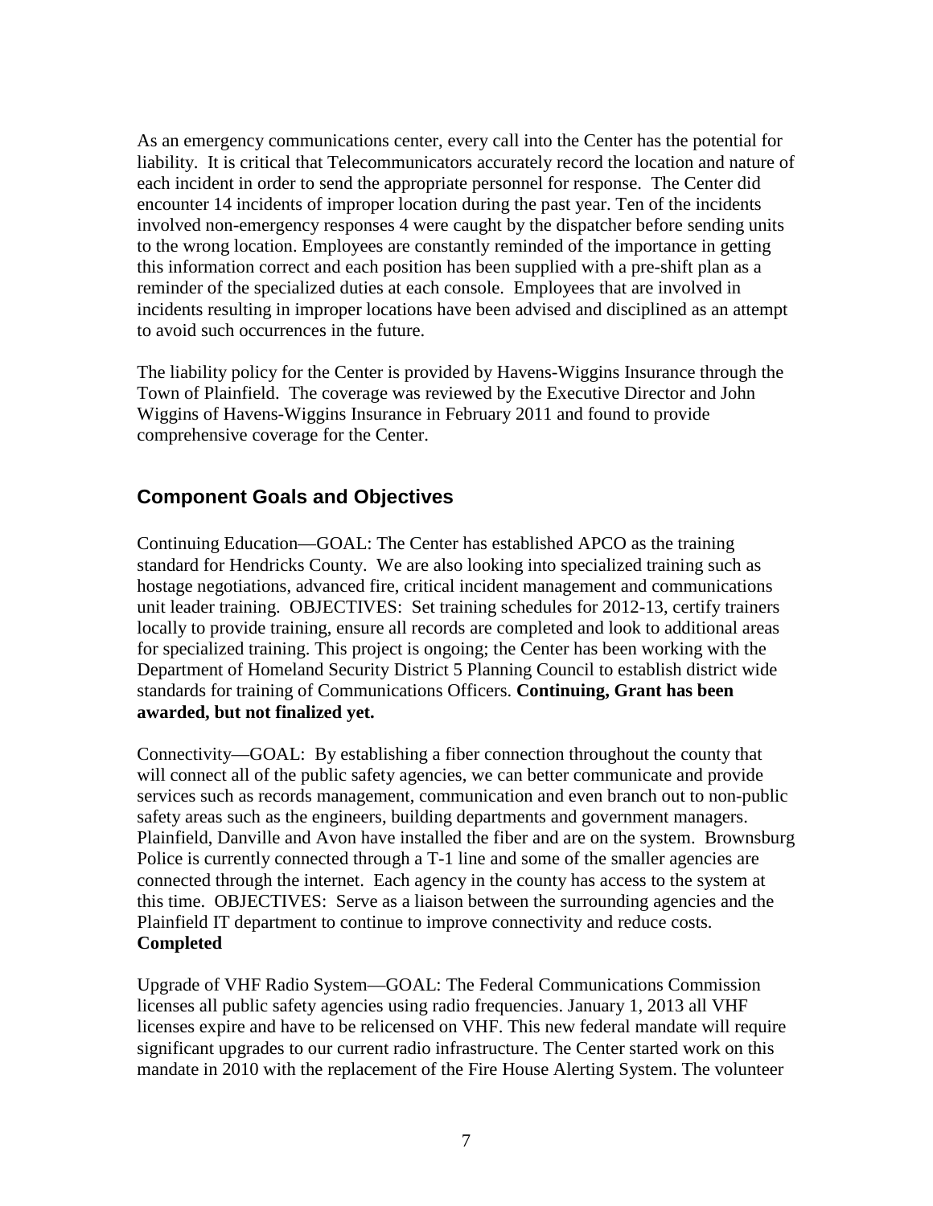As an emergency communications center, every call into the Center has the potential for liability. It is critical that Telecommunicators accurately record the location and nature of each incident in order to send the appropriate personnel for response. The Center did encounter 14 incidents of improper location during the past year. Ten of the incidents involved non-emergency responses 4 were caught by the dispatcher before sending units to the wrong location. Employees are constantly reminded of the importance in getting this information correct and each position has been supplied with a pre-shift plan as a reminder of the specialized duties at each console. Employees that are involved in incidents resulting in improper locations have been advised and disciplined as an attempt to avoid such occurrences in the future.

The liability policy for the Center is provided by Havens-Wiggins Insurance through the Town of Plainfield. The coverage was reviewed by the Executive Director and John Wiggins of Havens-Wiggins Insurance in February 2011 and found to provide comprehensive coverage for the Center.

## Component Goals and Objectives

Continuing Education—GOAL: The Center has established APCO as the training standard for Hendricks County. We are also looking into specialized training such as hostage negotiations, advanced fire, critical incident management and communications unit leader training. OBJECTIVES: Set training schedules for 2012-13, certify trainers locally to provide training, ensure all records are completed and look to additional areas for specialized training. This project is ongoing; the Center has been working with the Department of Homeland Security District 5 Planning Council to establish district wide standards for training of Communications Officers. **Continuing, Grant has been awarded, but not finalized yet.**

Connectivity—GOAL: By establishing a fiber connection throughout the county that will connect all of the public safety agencies, we can better communicate and provide services such as records management, communication and even branch out to non-public safety areas such as the engineers, building departments and government managers. Plainfield, Danville and Avon have installed the fiber and are on the system. Brownsburg Police is currently connected through a T-1 line and some of the smaller agencies are connected through the internet. Each agency in the county has access to the system at this time. OBJECTIVES: Serve as a liaison between the surrounding agencies and the Plainfield IT department to continue to improve connectivity and reduce costs. **Completed**

Upgrade of VHF Radio System—GOAL: The Federal Communications Commission licenses all public safety agencies using radio frequencies. January 1, 2013 all VHF licenses expire and have to be relicensed on VHF. This new federal mandate will require significant upgrades to our current radio infrastructure. The Center started work on this mandate in 2010 with the replacement of the Fire House Alerting System. The volunteer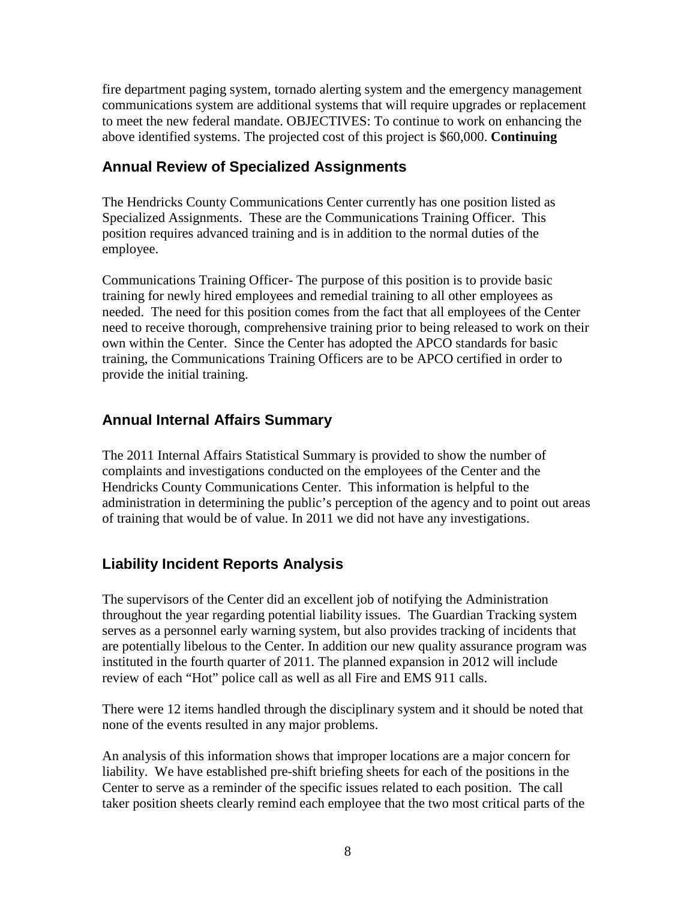fire department paging system, tornado alerting system and the emergency management communications system are additional systems that will require upgrades or replacement to meet the new federal mandate. OBJECTIVES: To continue to work on enhancing the above identified systems. The projected cost of this project is $60,000. **Continuing**

## Annual Review of Specialized Assignments

The Hendricks County Communications Center currently has one position listed as Specialized Assignments. These are the Communications Training Officer. This position requires advanced training and is in addition to the normal duties of the employee.

Communications Training Officer- The purpose of this position is to provide basic training for newly hired employees and remedial training to all other employees as needed. The need for this position comes from the fact that all employees of the Center need to receive thorough, comprehensive training prior to being released to work on their own within the Center. Since the Center has adopted the APCO standards for basic training, the Communications Training Officers are to be APCO certified in order to provide the initial training.

## Annual Internal Affairs Summary

The 2011 Internal Affairs Statistical Summary is provided to show the number of complaints and investigations conducted on the employees of the Center and the Hendricks County Communications Center. This information is helpful to the administration in determining the public's perception of the agency and to point out areas of training that would be of value. In 2011 we did not have any investigations.

## Liability Incident Reports Analysis

The supervisors of the Center did an excellent job of notifying the Administration throughout the year regarding potential liability issues. The Guardian Tracking system serves as a personnel early warning system, but also provides tracking of incidents that are potentially libelous to the Center. In addition our new quality assurance program was instituted in the fourth quarter of 2011. The planned expansion in 2012 will include review of each "Hot" police call as well as all Fire and EMS 911 calls.

There were 12 items handled through the disciplinary system and it should be noted that none of the events resulted in any major problems.

An analysis of this information shows that improper locations are a major concern for liability. We have established pre-shift briefing sheets for each of the positions in the Center to serve as a reminder of the specific issues related to each position. The call taker position sheets clearly remind each employee that the two most critical parts of the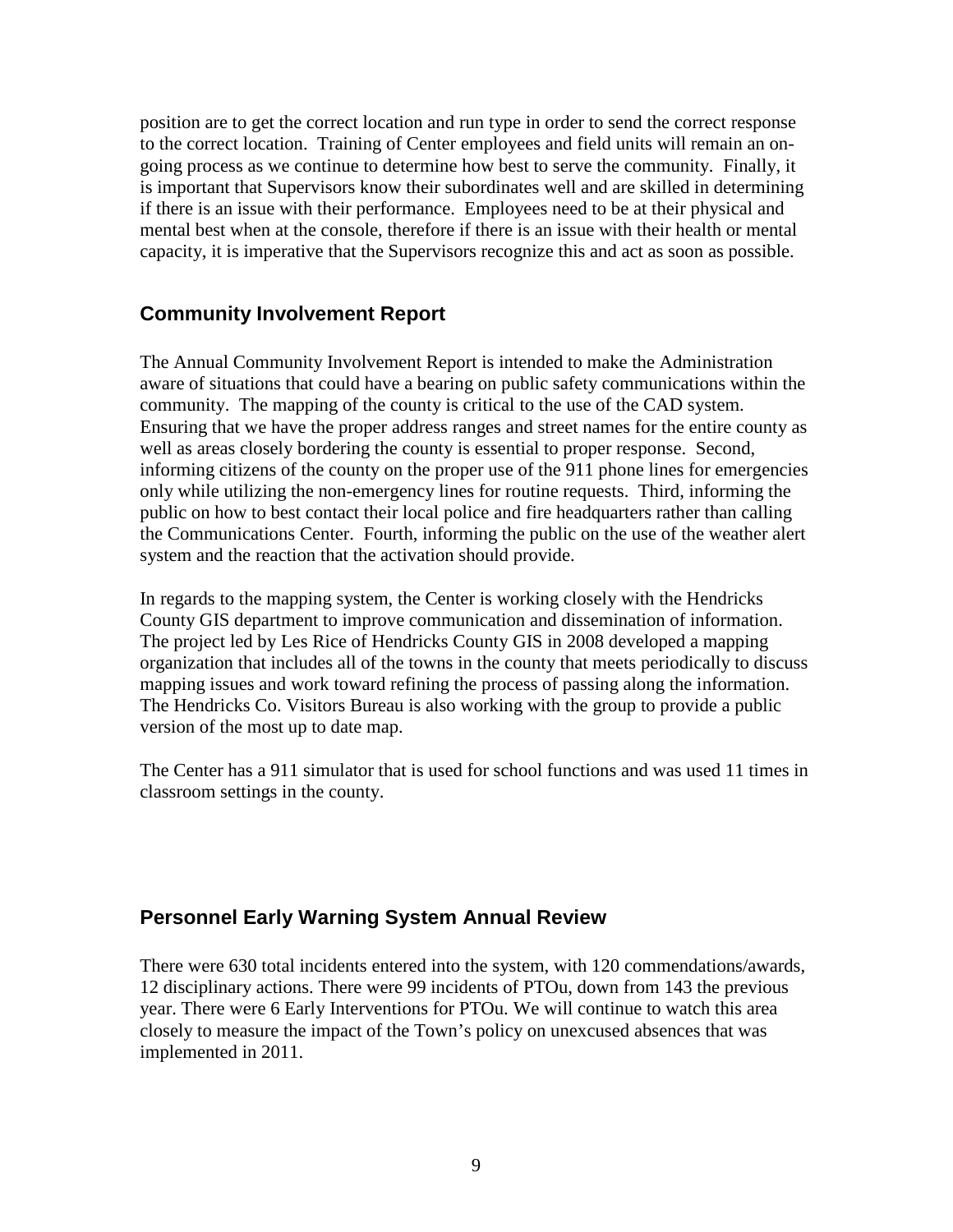position are to get the correct location and run type in order to send the correct response to the correct location. Training of Center employees and field units will remain an on-going process as we continue to determine how best to serve the community. Finally, it is important that Supervisors know their subordinates well and are skilled in determining if there is an issue with their performance. Employees need to be at their physical and mental best when at the console, therefore if there is an issue with their health or mental capacity, it is imperative that the Supervisors recognize this and act as soon as possible.

## Community Involvement Report

The Annual Community Involvement Report is intended to make the Administration aware of situations that could have a bearing on public safety communications within the community. The mapping of the county is critical to the use of the CAD system. Ensuring that we have the proper address ranges and street names for the entire county as well as areas closely bordering the county is essential to proper response. Second, informing citizens of the county on the proper use of the 911 phone lines for emergencies only while utilizing the non-emergency lines for routine requests. Third, informing the public on how to best contact their local police and fire headquarters rather than calling the Communications Center. Fourth, informing the public on the use of the weather alert system and the reaction that the activation should provide.

In regards to the mapping system, the Center is working closely with the Hendricks County GIS department to improve communication and dissemination of information. The project led by Les Rice of Hendricks County GIS in 2008 developed a mapping organization that includes all of the towns in the county that meets periodically to discuss mapping issues and work toward refining the process of passing along the information. The Hendricks Co. Visitors Bureau is also working with the group to provide a public version of the most up to date map.

The Center has a 911 simulator that is used for school functions and was used 11 times in classroom settings in the county.

## Personnel Early Warning System Annual Review

There were 630 total incidents entered into the system, with 120 commendations/awards, 12 disciplinary actions. There were 99 incidents of PTOu, down from 143 the previous year. There were 6 Early Interventions for PTOu. We will continue to watch this area closely to measure the impact of the Town's policy on unexcused absences that was implemented in 2011.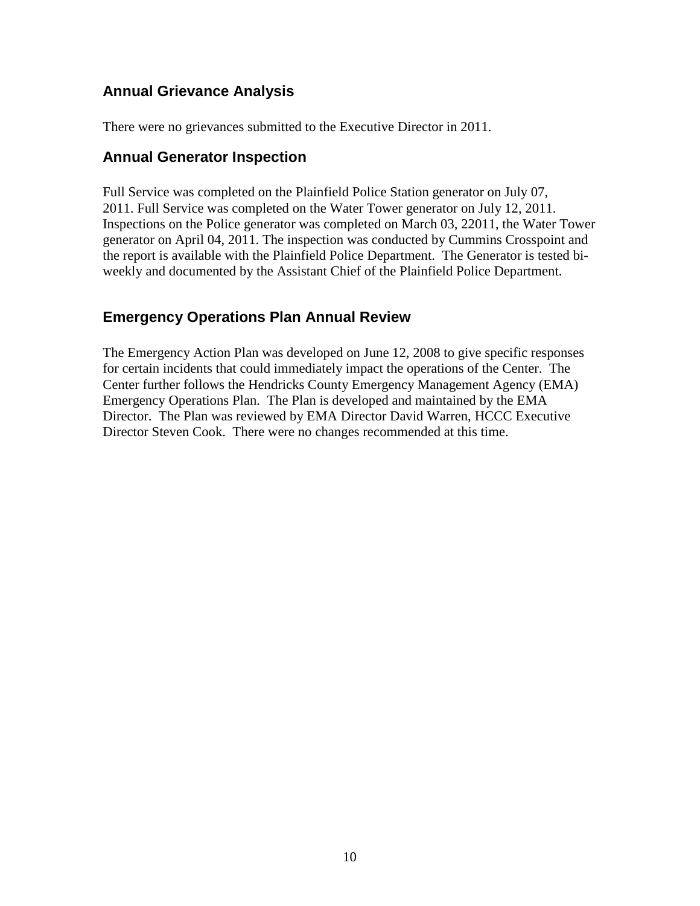## Annual Grievance Analysis

There were no grievances submitted to the Executive Director in 2011.

## Annual Generator Inspection

Full Service was completed on the Plainfield Police Station generator on July 07, 2011. Full Service was completed on the Water Tower generator on July 12, 2011. Inspections on the Police generator was completed on March 03, 22011, the Water Tower generator on April 04, 2011. The inspection was conducted by Cummins Crosspoint and the report is available with the Plainfield Police Department. The Generator is tested bi-weekly and documented by the Assistant Chief of the Plainfield Police Department.

## Emergency Operations Plan Annual Review

The Emergency Action Plan was developed on June 12, 2008 to give specific responses for certain incidents that could immediately impact the operations of the Center. The Center further follows the Hendricks County Emergency Management Agency (EMA) Emergency Operations Plan. The Plan is developed and maintained by the EMA Director. The Plan was reviewed by EMA Director David Warren, HCCC Executive Director Steven Cook. There were no changes recommended at this time.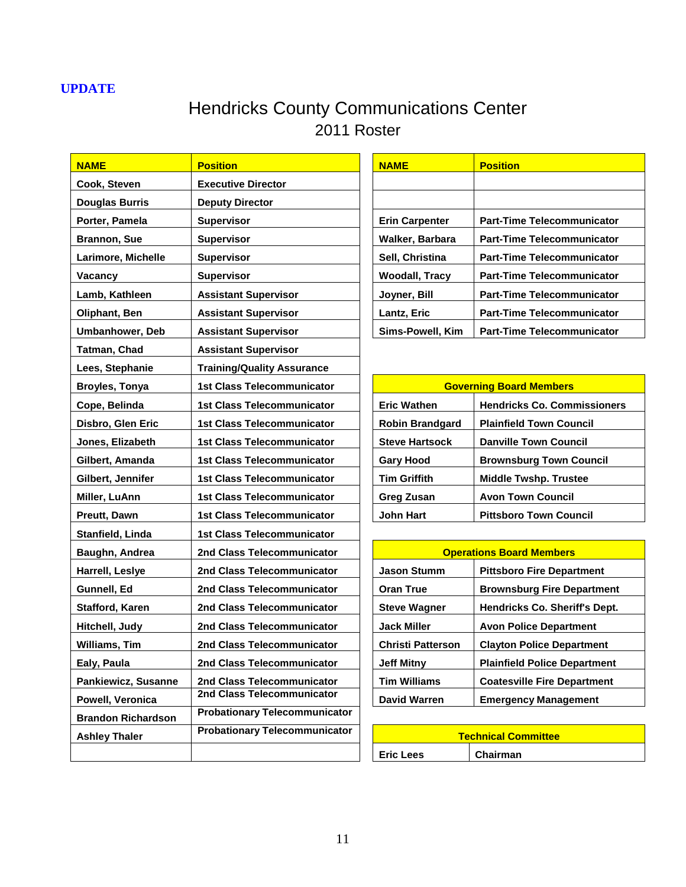**UPDATE**

# Hendricks County Communications Center

## 2011 Roster

| NAME | Position |
|---|---|
| Cook, Steven | Executive Director |
| Douglas Burris | Deputy Director |
| Porter, Pamela | Supervisor |
| Brannon, Sue | Supervisor |
| Larimore, Michelle | Supervisor |
| Vacancy | Supervisor |
| Lamb, Kathleen | Assistant Supervisor |
| Oliphant, Ben | Assistant Supervisor |
| Umbanhower, Deb | Assistant Supervisor |
| Tatman, Chad | Assistant Supervisor |
| Lees, Stephanie | Training/Quality Assurance |
| Broyles, Tonya | 1st Class Telecommunicator |
| Cope, Belinda | 1st Class Telecommunicator |
| Disbro, Glen Eric | 1st Class Telecommunicator |
| Jones, Elizabeth | 1st Class Telecommunicator |
| Gilbert, Amanda | 1st Class Telecommunicator |
| Gilbert, Jennifer | 1st Class Telecommunicator |
| Miller, LuAnn | 1st Class Telecommunicator |
| Preutt, Dawn | 1st Class Telecommunicator |
| Stanfield, Linda | 1st Class Telecommunicator |
| Baughn, Andrea | 2nd Class Telecommunicator |
| Harrell, Leslye | 2nd Class Telecommunicator |
| Gunnell, Ed | 2nd Class Telecommunicator |
| Stafford, Karen | 2nd Class Telecommunicator |
| Hitchell, Judy | 2nd Class Telecommunicator |
| Williams, Tim | 2nd Class Telecommunicator |
| Ealy, Paula | 2nd Class Telecommunicator |
| Pankiewicz, Susanne | 2nd Class Telecommunicator |
| Powell, Veronica | 2nd Class Telecommunicator |
| Brandon Richardson | Probationary Telecommunicator |
| Ashley Thaler | Probationary Telecommunicator |
| | |

| NAME | Position |
|---|---|
| | |
| | |
| Erin Carpenter | Part-Time Telecommunicator |
| Walker, Barbara | Part-Time Telecommunicator |
| Sell, Christina | Part-Time Telecommunicator |
| Woodall, Tracy | Part-Time Telecommunicator |
| Joyner, Bill | Part-Time Telecommunicator |
| Lantz, Eric | Part-Time Telecommunicator |
| Sims-Powell, Kim | Part-Time Telecommunicator |

| Governing Board Members | |
|---|---|
| Eric Wathen | Hendricks Co. Commissioners |
| Robin Brandgard | Plainfield Town Council |
| Steve Hartsock | Danville Town Council |
| Gary Hood | Brownsburg Town Council |
| Tim Griffith | Middle Twshp. Trustee |
| Greg Zusan | Avon Town Council |
| John Hart | Pittsboro Town Council |

| Operations Board Members | |
|---|---|
| Jason Stumm | Pittsboro Fire Department |
| Oran True | Brownsburg Fire Department |
| Steve Wagner | Hendricks Co. Sheriff's Dept. |
| Jack Miller | Avon Police Department |
| Christi Patterson | Clayton Police Department |
| Jeff Mitny | Plainfield Police Department |
| Tim Williams | Coatesville Fire Department |
| David Warren | Emergency Management |

| Technical Committee | |
|---|---|
| Eric Lees | Chairman |